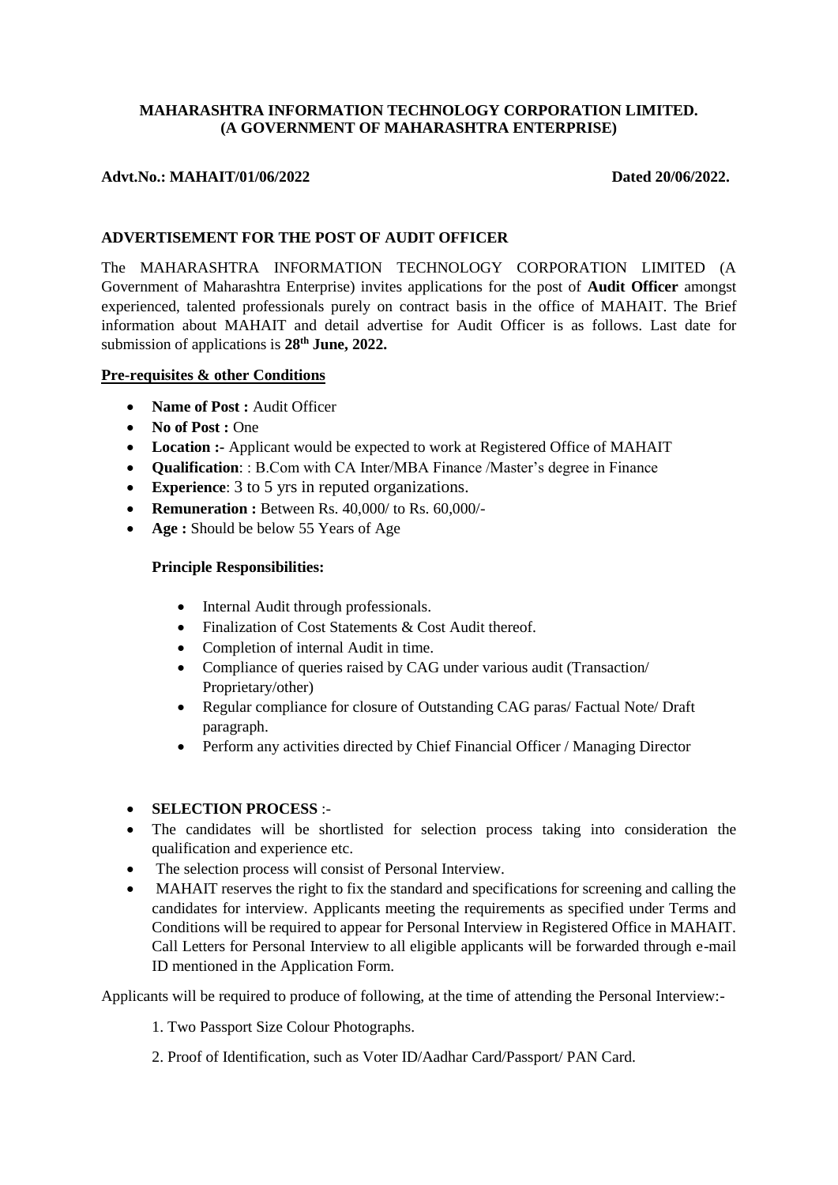**MAHARASHTRA INFORMATION TECHNOLOGY CORPORATION LIMITED.**
**(A GOVERNMENT OF MAHARASHTRA ENTERPRISE)**

**Advt.No.: MAHAIT/01/06/2022** **Dated 20/06/2022.**

## ADVERTISEMENT FOR THE POST OF AUDIT OFFICER

The MAHARASHTRA INFORMATION TECHNOLOGY CORPORATION LIMITED (A Government of Maharashtra Enterprise) invites applications for the post of **Audit Officer** amongst experienced, talented professionals purely on contract basis in the office of MAHAIT. The Brief information about MAHAIT and detail advertise for Audit Officer is as follows. Last date for submission of applications is **28th June, 2022.**

**Pre-requisites & other Conditions**

- **Name of Post :** Audit Officer
- **No of Post :** One
- **Location :-** Applicant would be expected to work at Registered Office of MAHAIT
- **Qualification**: : B.Com with CA Inter/MBA Finance /Master's degree in Finance
- **Experience**: 3 to 5 yrs in reputed organizations.
- **Remuneration :** Between Rs. 40,000/ to Rs. 60,000/-
- **Age :** Should be below 55 Years of Age

**Principle Responsibilities:**

- Internal Audit through professionals.
- Finalization of Cost Statements & Cost Audit thereof.
- Completion of internal Audit in time.
- Compliance of queries raised by CAG under various audit (Transaction/ Proprietary/other)
- Regular compliance for closure of Outstanding CAG paras/ Factual Note/ Draft paragraph.
- Perform any activities directed by Chief Financial Officer / Managing Director

- **SELECTION PROCESS** :-
- The candidates will be shortlisted for selection process taking into consideration the qualification and experience etc.
- The selection process will consist of Personal Interview.
- MAHAIT reserves the right to fix the standard and specifications for screening and calling the candidates for interview. Applicants meeting the requirements as specified under Terms and Conditions will be required to appear for Personal Interview in Registered Office in MAHAIT. Call Letters for Personal Interview to all eligible applicants will be forwarded through e-mail ID mentioned in the Application Form.

Applicants will be required to produce of following, at the time of attending the Personal Interview:-

1. Two Passport Size Colour Photographs.
2. Proof of Identification, such as Voter ID/Aadhar Card/Passport/ PAN Card.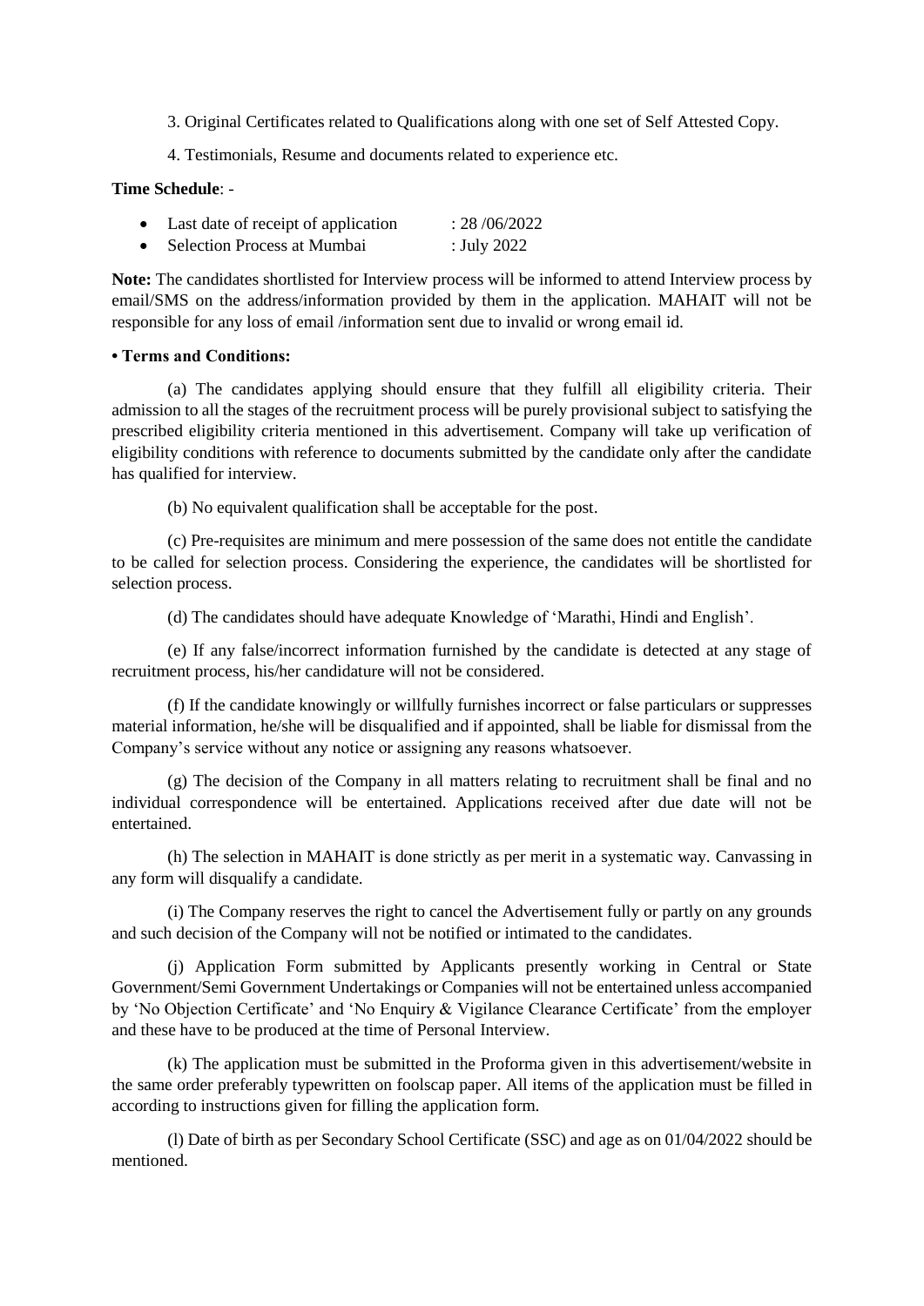3. Original Certificates related to Qualifications along with one set of Self Attested Copy.

4. Testimonials, Resume and documents related to experience etc.

**Time Schedule**: -

- Last date of receipt of application : 28 /06/2022
- Selection Process at Mumbai : July 2022

**Note:** The candidates shortlisted for Interview process will be informed to attend Interview process by email/SMS on the address/information provided by them in the application. MAHAIT will not be responsible for any loss of email /information sent due to invalid or wrong email id.

**• Terms and Conditions:**

(a) The candidates applying should ensure that they fulfill all eligibility criteria. Their admission to all the stages of the recruitment process will be purely provisional subject to satisfying the prescribed eligibility criteria mentioned in this advertisement. Company will take up verification of eligibility conditions with reference to documents submitted by the candidate only after the candidate has qualified for interview.

(b) No equivalent qualification shall be acceptable for the post.

(c) Pre-requisites are minimum and mere possession of the same does not entitle the candidate to be called for selection process. Considering the experience, the candidates will be shortlisted for selection process.

(d) The candidates should have adequate Knowledge of 'Marathi, Hindi and English'.

(e) If any false/incorrect information furnished by the candidate is detected at any stage of recruitment process, his/her candidature will not be considered.

(f) If the candidate knowingly or willfully furnishes incorrect or false particulars or suppresses material information, he/she will be disqualified and if appointed, shall be liable for dismissal from the Company's service without any notice or assigning any reasons whatsoever.

(g) The decision of the Company in all matters relating to recruitment shall be final and no individual correspondence will be entertained. Applications received after due date will not be entertained.

(h) The selection in MAHAIT is done strictly as per merit in a systematic way. Canvassing in any form will disqualify a candidate.

(i) The Company reserves the right to cancel the Advertisement fully or partly on any grounds and such decision of the Company will not be notified or intimated to the candidates.

(j) Application Form submitted by Applicants presently working in Central or State Government/Semi Government Undertakings or Companies will not be entertained unless accompanied by 'No Objection Certificate' and 'No Enquiry & Vigilance Clearance Certificate' from the employer and these have to be produced at the time of Personal Interview.

(k) The application must be submitted in the Proforma given in this advertisement/website in the same order preferably typewritten on foolscap paper. All items of the application must be filled in according to instructions given for filling the application form.

(l) Date of birth as per Secondary School Certificate (SSC) and age as on 01/04/2022 should be mentioned.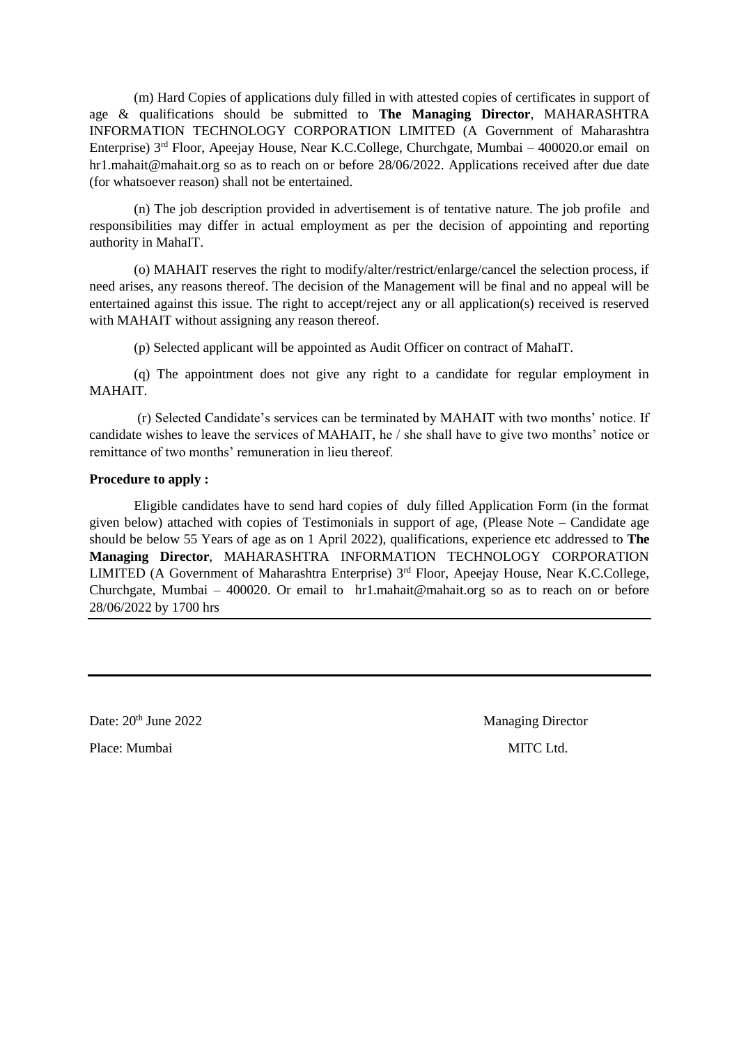(m) Hard Copies of applications duly filled in with attested copies of certificates in support of age & qualifications should be submitted to **The Managing Director**, MAHARASHTRA INFORMATION TECHNOLOGY CORPORATION LIMITED (A Government of Maharashtra Enterprise) 3rd Floor, Apeejay House, Near K.C.College, Churchgate, Mumbai – 400020.or email on hr1.mahait@mahait.org so as to reach on or before 28/06/2022. Applications received after due date (for whatsoever reason) shall not be entertained.

(n) The job description provided in advertisement is of tentative nature. The job profile and responsibilities may differ in actual employment as per the decision of appointing and reporting authority in MahaIT.

(o) MAHAIT reserves the right to modify/alter/restrict/enlarge/cancel the selection process, if need arises, any reasons thereof. The decision of the Management will be final and no appeal will be entertained against this issue. The right to accept/reject any or all application(s) received is reserved with MAHAIT without assigning any reason thereof.

(p) Selected applicant will be appointed as Audit Officer on contract of MahaIT.

(q) The appointment does not give any right to a candidate for regular employment in MAHAIT.

(r) Selected Candidate's services can be terminated by MAHAIT with two months' notice. If candidate wishes to leave the services of MAHAIT, he / she shall have to give two months' notice or remittance of two months' remuneration in lieu thereof.

**Procedure to apply :**

Eligible candidates have to send hard copies of duly filled Application Form (in the format given below) attached with copies of Testimonials in support of age, (Please Note – Candidate age should be below 55 Years of age as on 1 April 2022), qualifications, experience etc addressed to **The Managing Director**, MAHARASHTRA INFORMATION TECHNOLOGY CORPORATION LIMITED (A Government of Maharashtra Enterprise) 3rd Floor, Apeejay House, Near K.C.College, Churchgate, Mumbai – 400020. Or email to hr1.mahait@mahait.org so as to reach on or before 28/06/2022 by 1700 hrs

---

---

Date: 20th June 2022 | Managing Director

Place: Mumbai | MITC Ltd.